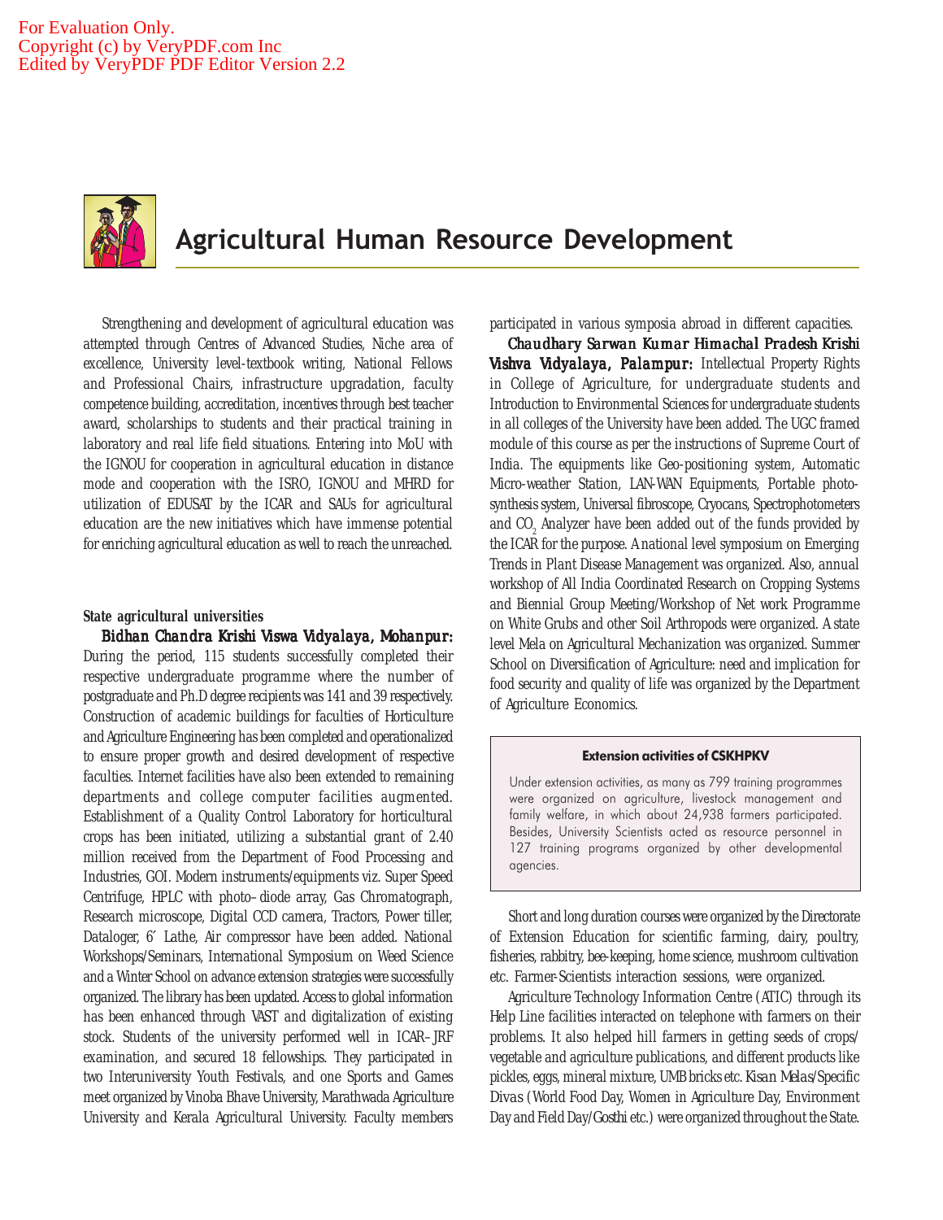# Agricultural Human Resource Development

Strengthening and development of agricultural education was attempted through Centres of Advanced Studies, Niche area of excellence, University level-textbook writing, National Fellows and Professional Chairs, infrastructure upgradation, faculty competence building, accreditation, incentives through best teacher award, scholarships to students and their practical training in laboratory and real life field situations. Entering into MoU with the IGNOU for cooperation in agricultural education in distance mode and cooperation with the ISRO, IGNOU and MHRD for utilization of EDUSAT by the ICAR and SAUs for agricultural education are the new initiatives which have immense potential for enriching agricultural education as well to reach the unreached.

**State agricultural universities**

***Bidhan Chandra Krishi Viswa Vidyalaya, Mohanpur:*** During the period, 115 students successfully completed their respective undergraduate programme where the number of postgraduate and Ph.D degree recipients was 141 and 39 respectively. Construction of academic buildings for faculties of Horticulture and Agriculture Engineering has been completed and operationalized to ensure proper growth and desired development of respective faculties. Internet facilities have also been extended to remaining departments and college computer facilities augmented. Establishment of a Quality Control Laboratory for horticultural crops has been initiated, utilizing a substantial grant of 2.40 million received from the Department of Food Processing and Industries, GOI. Modern instruments/equipments viz. Super Speed Centrifuge, HPLC with photo–diode array, Gas Chromatograph, Research microscope, Digital CCD camera, Tractors, Power tiller, Dataloger, 6′ Lathe, Air compressor have been added. National Workshops/Seminars, International Symposium on Weed Science and a Winter School on advance extension strategies were successfully organized. The library has been updated. Access to global information has been enhanced through VAST and digitalization of existing stock. Students of the university performed well in ICAR–JRF examination, and secured 18 fellowships. They participated in two Interuniversity Youth Festivals, and one Sports and Games meet organized by Vinoba Bhave University, Marathwada Agriculture University and Kerala Agricultural University. Faculty members participated in various symposia abroad in different capacities.

***Chaudhary Sarwan Kumar Himachal Pradesh Krishi Vishva Vidyalaya, Palampur:*** Intellectual Property Rights in College of Agriculture, for undergraduate students and Introduction to Environmental Sciences for undergraduate students in all colleges of the University have been added. The UGC framed module of this course as per the instructions of Supreme Court of India. The equipments like Geo-positioning system, Automatic Micro-weather Station, LAN-WAN Equipments, Portable photo-synthesis system, Universal fibroscope, Cryocans, Spectrophotometers and $CO_2$ Analyzer have been added out of the funds provided by the ICAR for the purpose. A national level symposium on Emerging Trends in Plant Disease Management was organized. Also, annual workshop of All India Coordinated Research on Cropping Systems and Biennial Group Meeting/Workshop of Net work Programme on White Grubs and other Soil Arthropods were organized. A state level Mela on Agricultural Mechanization was organized. Summer School on Diversification of Agriculture: need and implication for food security and quality of life was organized by the Department of Agriculture Economics.

> **Extension activities of CSKHPKV**
>
> Under extension activities, as many as 799 training programmes were organized on agriculture, livestock management and family welfare, in which about 24,938 farmers participated. Besides, University Scientists acted as resource personnel in 127 training programs organized by other developmental agencies.

Short and long duration courses were organized by the Directorate of Extension Education for scientific farming, dairy, poultry, fisheries, rabbitry, bee-keeping, home science, mushroom cultivation etc. Farmer-Scientists interaction sessions, were organized.

Agriculture Technology Information Centre (ATIC) through its Help Line facilities interacted on telephone with farmers on their problems. It also helped hill farmers in getting seeds of crops/vegetable and agriculture publications, and different products like pickles, eggs, mineral mixture, UMB bricks etc. *Kisan Melas*/Specific *Divas* (World Food Day, Women in Agriculture Day, Environment Day and Field Day/*Gosthi* etc.) were organized throughout the State.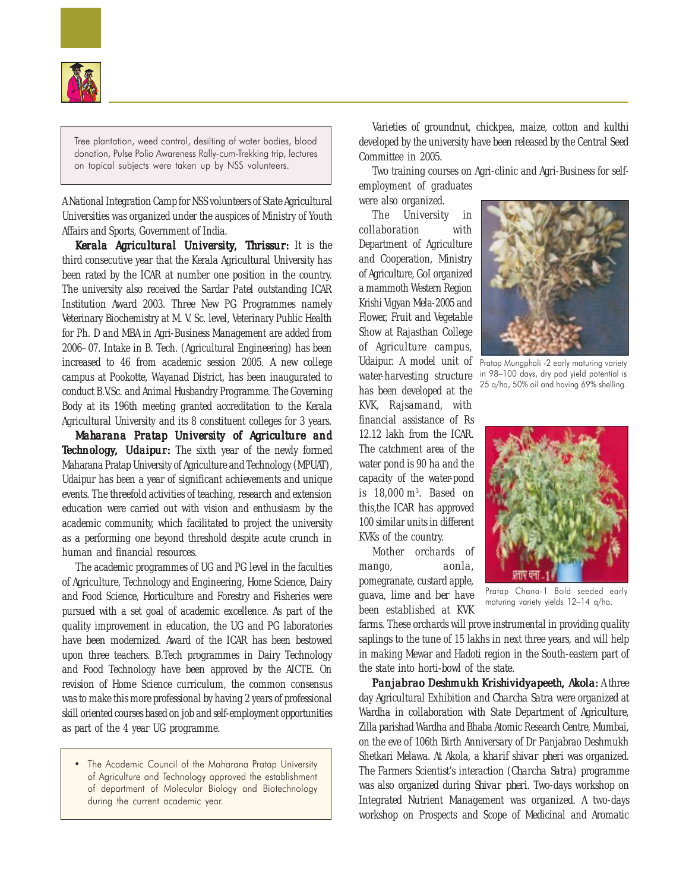Tree plantation, weed control, desilting of water bodies, blood donation, Pulse Polio Awareness Rally-cum-Trekking trip, lectures on topical subjects were taken up by NSS volunteers.

A National Integration Camp for NSS volunteers of State Agricultural Universities was organized under the auspices of Ministry of Youth Affairs and Sports, Government of India.

***Kerala Agricultural University, Thrissur:*** It is the third consecutive year that the Kerala Agricultural University has been rated by the ICAR at number one position in the country. The university also received the Sardar Patel outstanding ICAR Institution Award 2003. Three New PG Programmes namely Veterinary Biochemistry at M. V. Sc. level, Veterinary Public Health for Ph. D and MBA in Agri-Business Management are added from 2006–07. Intake in B. Tech. (Agricultural Engineering) has been increased to 46 from academic session 2005. A new college campus at Pookotte, Wayanad District, has been inaugurated to conduct B.V.Sc. and Animal Husbandry Programme. The Governing Body at its 196th meeting granted accreditation to the Kerala Agricultural University and its 8 constituent colleges for 3 years.

***Maharana Pratap University of Agriculture and Technology, Udaipur:*** The sixth year of the newly formed Maharana Pratap University of Agriculture and Technology (MPUAT), Udaipur has been a year of significant achievements and unique events. The threefold activities of teaching, research and extension education were carried out with vision and enthusiasm by the academic community, which facilitated to project the university as a performing one beyond threshold despite acute crunch in human and financial resources.

The academic programmes of UG and PG level in the faculties of Agriculture, Technology and Engineering, Home Science, Dairy and Food Science, Horticulture and Forestry and Fisheries were pursued with a set goal of academic excellence. As part of the quality improvement in education, the UG and PG laboratories have been modernized. Award of the ICAR has been bestowed upon three teachers. B.Tech programmes in Dairy Technology and Food Technology have been approved by the AICTE. On revision of Home Science curriculum, the common consensus was to make this more professional by having 2 years of professional skill oriented courses based on job and self-employment opportunities as part of the 4 year UG programme.

- The Academic Council of the Maharana Pratap University of Agriculture and Technology approved the establishment of department of Molecular Biology and Biotechnology during the current academic year.

Varieties of groundnut, chickpea, maize, cotton and kulthi developed by the university have been released by the Central Seed Committee in 2005.

Two training courses on Agri-clinic and Agri-Business for self-employment of graduates were also organized.

The University in collaboration with Department of Agriculture and Cooperation, Ministry of Agriculture, GoI organized a mammoth Western Region Krishi Vigyan Mela-2005 and Flower, Fruit and Vegetable Show at Rajasthan College of Agriculture campus, Udaipur. A model unit of water-harvesting structure has been developed at the KVK, Rajsamand, with financial assistance of Rs 12.12 lakh from the ICAR. The catchment area of the water pond is 90 ha and the capacity of the water-pond is 18,000 m$^3$. Based on this, the ICAR has approved 100 similar units in different KVKs of the country.

Pratap Mungphali -2 early maturing variety in 98–100 days, dry pod yield potential is 25 q/ha, 50% oil and having 69% shelling.

Mother orchards of mango, aonla, pomegranate, custard apple, guava, lime and ber have been established at KVK farms. These orchards will prove instrumental in providing quality saplings to the tune of 15 lakhs in next three years, and will help in making Mewar and Hadoti region in the South-eastern part of the state into horti-bowl of the state.

Pratap Chana-1 Bold seeded early maturing variety yields 12–14 q/ha.

***Panjabrao Deshmukh Krishividyapeeth, Akola:*** A three day Agricultural Exhibition and *Charcha Satra* were organized at Wardha in collaboration with State Department of Agriculture, Zilla parishad Wardha and Bhaba Atomic Research Centre, Mumbai, on the eve of 106th Birth Anniversary of Dr Panjabrao Deshmukh Shetkari Melawa. At Akola, a *kharif shivar pheri* was organized. The Farmers Scientist's interaction (*Charcha Satra*) programme was also organized during *Shivar pheri*. Two-days workshop on Integrated Nutrient Management was organized. A two-days workshop on Prospects and Scope of Medicinal and Aromatic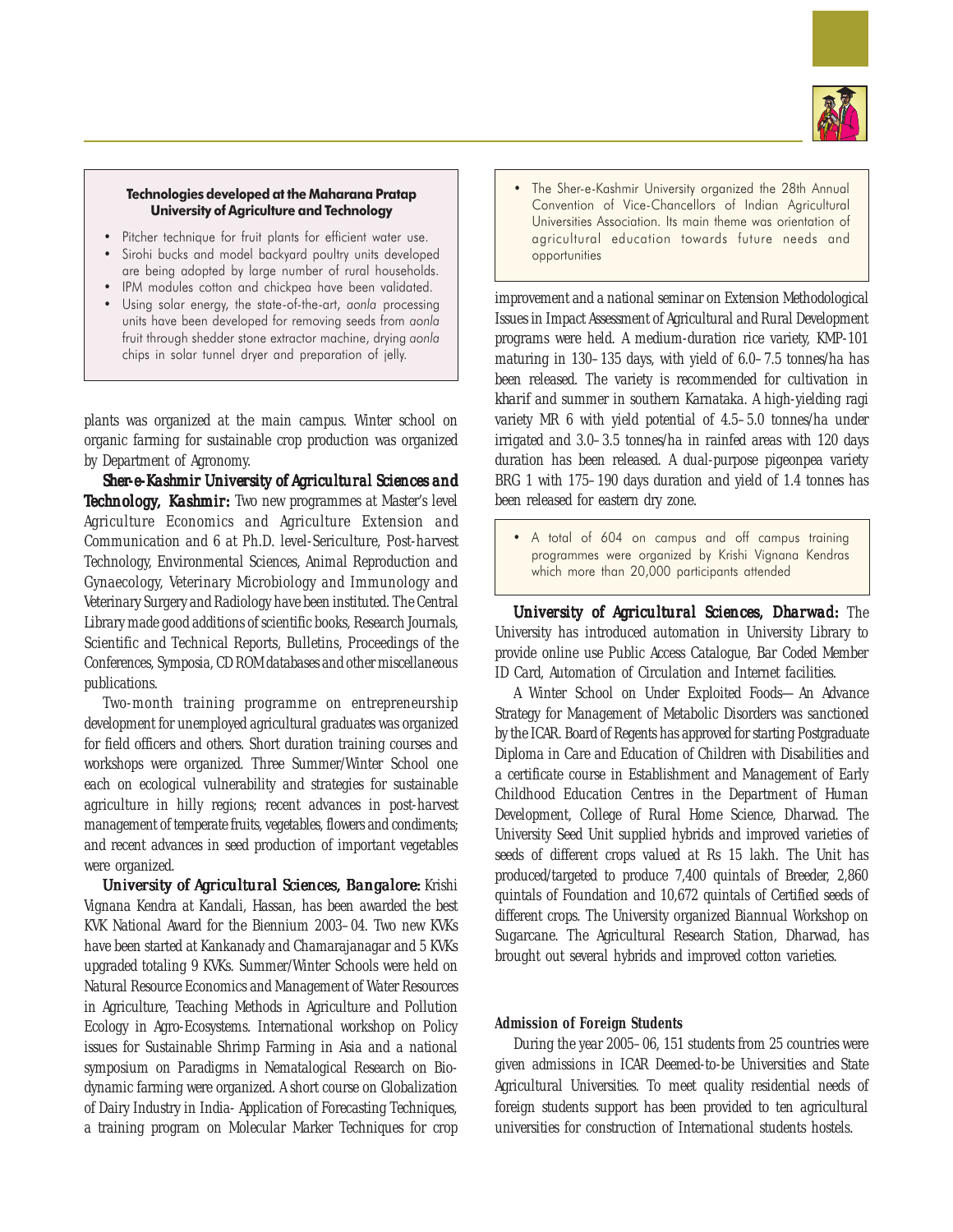> **Technologies developed at the Maharana Pratap University of Agriculture and Technology**
>
> - Pitcher technique for fruit plants for efficient water use.
> - Sirohi bucks and model backyard poultry units developed are being adopted by large number of rural households.
> - IPM modules cotton and chickpea have been validated.
> - Using solar energy, the state-of-the-art, *aonla* processing units have been developed for removing seeds from *aonla* fruit through shedder stone extractor machine, drying *aonla* chips in solar tunnel dryer and preparation of jelly.

plants was organized at the main campus. Winter school on organic farming for sustainable crop production was organized by Department of Agronomy.

***Sher-e-Kashmir University of Agricultural Sciences and Technology, Kashmir:*** Two new programmes at Master's level Agriculture Economics and Agriculture Extension and Communication and 6 at Ph.D. level-Sericulture, Post-harvest Technology, Environmental Sciences, Animal Reproduction and Gynaecology, Veterinary Microbiology and Immunology and Veterinary Surgery and Radiology have been instituted. The Central Library made good additions of scientific books, Research Journals, Scientific and Technical Reports, Bulletins, Proceedings of the Conferences, Symposia, CD ROM databases and other miscellaneous publications.

Two-month training programme on entrepreneurship development for unemployed agricultural graduates was organized for field officers and others. Short duration training courses and workshops were organized. Three Summer/Winter School one each on ecological vulnerability and strategies for sustainable agriculture in hilly regions; recent advances in post-harvest management of temperate fruits, vegetables, flowers and condiments; and recent advances in seed production of important vegetables were organized.

> - The Sher-e-Kashmir University organized the 28th Annual Convention of Vice-Chancellors of Indian Agricultural Universities Association. Its main theme was orientation of agricultural education towards future needs and opportunities

***University of Agricultural Sciences, Bangalore:*** Krishi Vignana Kendra at Kandali, Hassan, has been awarded the best KVK National Award for the Biennium 2003–04. Two new KVKs have been started at Kankanady and Chamarajanagar and 5 KVKs upgraded totaling 9 KVKs. Summer/Winter Schools were held on Natural Resource Economics and Management of Water Resources in Agriculture, Teaching Methods in Agriculture and Pollution Ecology in Agro-Ecosystems. International workshop on Policy issues for Sustainable Shrimp Farming in Asia and a national symposium on Paradigms in Nematalogical Research on Bio-dynamic farming were organized. A short course on Globalization of Dairy Industry in India- Application of Forecasting Techniques, a training program on Molecular Marker Techniques for crop improvement and a national seminar on Extension Methodological Issues in Impact Assessment of Agricultural and Rural Development programs were held. A medium-duration rice variety, KMP-101 maturing in 130–135 days, with yield of 6.0–7.5 tonnes/ha has been released. The variety is recommended for cultivation in *kharif* and summer in southern Karnataka. A high-yielding ragi variety MR 6 with yield potential of 4.5–5.0 tonnes/ha under irrigated and 3.0–3.5 tonnes/ha in rainfed areas with 120 days duration has been released. A dual-purpose pigeonpea variety BRG 1 with 175–190 days duration and yield of 1.4 tonnes has been released for eastern dry zone.

> - A total of 604 on campus and off campus training programmes were organized by Krishi Vignana Kendras which more than 20,000 participants attended

***University of Agricultural Sciences, Dharwad:*** The University has introduced automation in University Library to provide online use Public Access Catalogue, Bar Coded Member ID Card, Automation of Circulation and Internet facilities.

A Winter School on Under Exploited Foods—An Advance Strategy for Management of Metabolic Disorders was sanctioned by the ICAR. Board of Regents has approved for starting Postgraduate Diploma in Care and Education of Children with Disabilities and a certificate course in Establishment and Management of Early Childhood Education Centres in the Department of Human Development, College of Rural Home Science, Dharwad. The University Seed Unit supplied hybrids and improved varieties of seeds of different crops valued at Rs 15 lakh. The Unit has produced/targeted to produce 7,400 quintals of Breeder, 2,860 quintals of Foundation and 10,672 quintals of Certified seeds of different crops. The University organized Biannual Workshop on Sugarcane. The Agricultural Research Station, Dharwad, has brought out several hybrids and improved cotton varieties.

## Admission of Foreign Students

During the year 2005–06, 151 students from 25 countries were given admissions in ICAR Deemed-to-be Universities and State Agricultural Universities. To meet quality residential needs of foreign students support has been provided to ten agricultural universities for construction of International students hostels.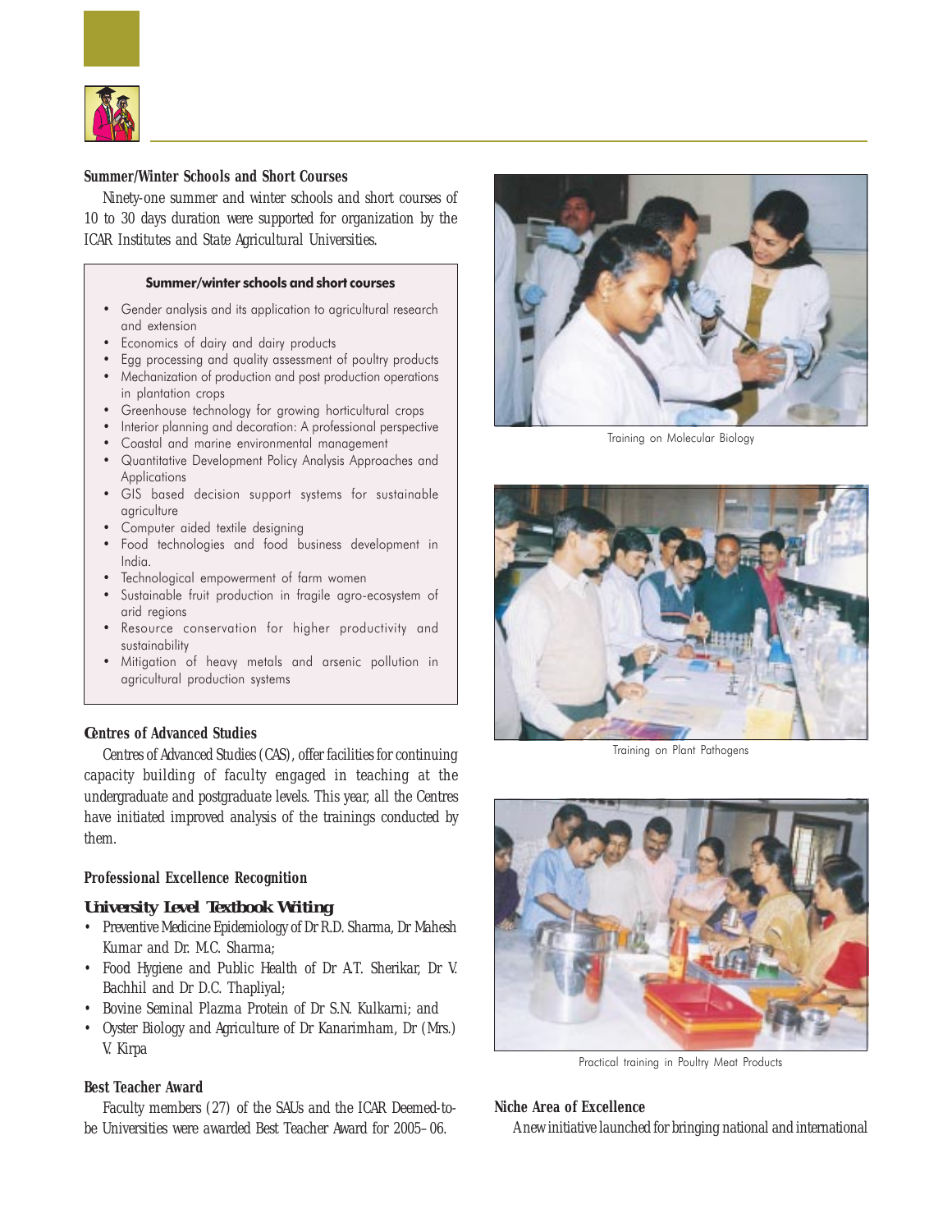### Summer/Winter Schools and Short Courses

Ninety-one summer and winter schools and short courses of 10 to 30 days duration were supported for organization by the ICAR Institutes and State Agricultural Universities.

> **Summer/winter schools and short courses**
>
> - Gender analysis and its application to agricultural research and extension
> - Economics of dairy and dairy products
> - Egg processing and quality assessment of poultry products
> - Mechanization of production and post production operations in plantation crops
> - Greenhouse technology for growing horticultural crops
> - Interior planning and decoration: A professional perspective
> - Coastal and marine environmental management
> - Quantitative Development Policy Analysis Approaches and Applications
> - GIS based decision support systems for sustainable agriculture
> - Computer aided textile designing
> - Food technologies and food business development in India.
> - Technological empowerment of farm women
> - Sustainable fruit production in fragile agro-ecosystem of arid regions
> - Resource conservation for higher productivity and sustainability
> - Mitigation of heavy metals and arsenic pollution in agricultural production systems

Training on Molecular Biology

Training on Plant Pathogens

Practical training in Poultry Meat Products

### Centres of Advanced Studies

Centres of Advanced Studies (CAS), offer facilities for continuing capacity building of faculty engaged in teaching at the undergraduate and postgraduate levels. This year, all the Centres have initiated improved analysis of the trainings conducted by them.

### Professional Excellence Recognition

#### *University Level Textbook Writing*

- Preventive Medicine Epidemiology of Dr R.D. Sharma, Dr Mahesh Kumar and Dr. M.C. Sharma;
- Food Hygiene and Public Health of Dr A.T. Sherikar, Dr V. Bachhil and Dr D.C. Thapliyal;
- Bovine Seminal Plazma Protein of Dr S.N. Kulkarni; and
- Oyster Biology and Agriculture of Dr Kanarimham, Dr (Mrs.) V. Kirpa

### Best Teacher Award

Faculty members (27) of the SAUs and the ICAR Deemed-to-be Universities were awarded Best Teacher Award for 2005–06.

### Niche Area of Excellence

A new initiative launched for bringing national and international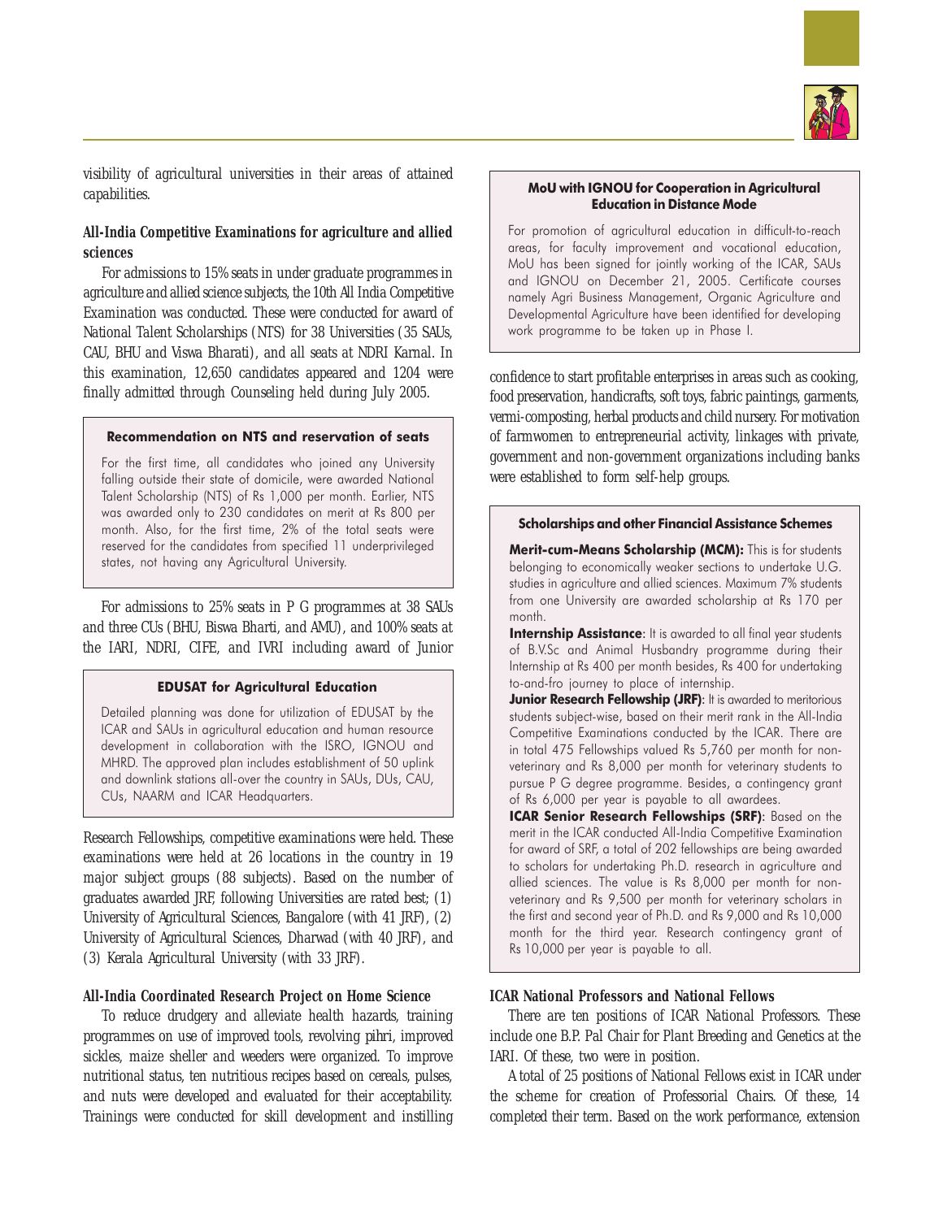visibility of agricultural universities in their areas of attained capabilities.

### All-India Competitive Examinations for agriculture and allied sciences

For admissions to 15% seats in under graduate programmes in agriculture and allied science subjects, the 10th All India Competitive Examination was conducted. These were conducted for award of National Talent Scholarships (NTS) for 38 Universities (35 SAUs, CAU, BHU and Viswa Bharati), and all seats at NDRI Karnal. In this examination, 12,650 candidates appeared and 1204 were finally admitted through Counseling held during July 2005.

> **Recommendation on NTS and reservation of seats**
>
> For the first time, all candidates who joined any University falling outside their state of domicile, were awarded National Talent Scholarship (NTS) of Rs 1,000 per month. Earlier, NTS was awarded only to 230 candidates on merit at Rs 800 per month. Also, for the first time, 2% of the total seats were reserved for the candidates from specified 11 underprivileged states, not having any Agricultural University.

For admissions to 25% seats in P G programmes at 38 SAUs and three CUs (BHU, Biswa Bharti, and AMU), and 100% seats at the IARI, NDRI, CIFE, and IVRI including award of Junior Research Fellowships, competitive examinations were held. These examinations were held at 26 locations in the country in 19 major subject groups (88 subjects). Based on the number of graduates awarded JRF, following Universities are rated best; (1) University of Agricultural Sciences, Bangalore (with 41 JRF), (2) University of Agricultural Sciences, Dharwad (with 40 JRF), and (3) Kerala Agricultural University (with 33 JRF).

> **EDUSAT for Agricultural Education**
>
> Detailed planning was done for utilization of EDUSAT by the ICAR and SAUs in agricultural education and human resource development in collaboration with the ISRO, IGNOU and MHRD. The approved plan includes establishment of 50 uplink and downlink stations all-over the country in SAUs, DUs, CAU, CUs, NAARM and ICAR Headquarters.

### All-India Coordinated Research Project on Home Science

To reduce drudgery and alleviate health hazards, training programmes on use of improved tools, revolving pihri, improved sickles, maize sheller and weeders were organized. To improve nutritional status, ten nutritious recipes based on cereals, pulses, and nuts were developed and evaluated for their acceptability. Trainings were conducted for skill development and instilling confidence to start profitable enterprises in areas such as cooking, food preservation, handicrafts, soft toys, fabric paintings, garments, vermi-composting, herbal products and child nursery. For motivation of farmwomen to entrepreneurial activity, linkages with private, government and non-government organizations including banks were established to form self-help groups.

> **MoU with IGNOU for Cooperation in Agricultural Education in Distance Mode**
>
> For promotion of agricultural education in difficult-to-reach areas, for faculty improvement and vocational education, MoU has been signed for jointly working of the ICAR, SAUs and IGNOU on December 21, 2005. Certificate courses namely Agri Business Management, Organic Agriculture and Developmental Agriculture have been identified for developing work programme to be taken up in Phase I.

> **Scholarships and other Financial Assistance Schemes**
>
> **Merit-cum-Means Scholarship (MCM):** This is for students belonging to economically weaker sections to undertake U.G. studies in agriculture and allied sciences. Maximum 7% students from one University are awarded scholarship at Rs 170 per month.
>
> **Internship Assistance**: It is awarded to all final year students of B.V.Sc and Animal Husbandry programme during their Internship at Rs 400 per month besides, Rs 400 for undertaking to-and-fro journey to place of internship.
>
> **Junior Research Fellowship (JRF)**: It is awarded to meritorious students subject-wise, based on their merit rank in the All-India Competitive Examinations conducted by the ICAR. There are in total 475 Fellowships valued Rs 5,760 per month for non-veterinary and Rs 8,000 per month for veterinary students to pursue P G degree programme. Besides, a contingency grant of Rs 6,000 per year is payable to all awardees.
>
> **ICAR Senior Research Fellowships (SRF)**: Based on the merit in the ICAR conducted All-India Competitive Examination for award of SRF, a total of 202 fellowships are being awarded to scholars for undertaking Ph.D. research in agriculture and allied sciences. The value is Rs 8,000 per month for non-veterinary and Rs 9,500 per month for veterinary scholars in the first and second year of Ph.D. and Rs 9,000 and Rs 10,000 month for the third year. Research contingency grant of Rs 10,000 per year is payable to all.

### ICAR National Professors and National Fellows

There are ten positions of ICAR National Professors. These include one B.P. Pal Chair for Plant Breeding and Genetics at the IARI. Of these, two were in position.

A total of 25 positions of National Fellows exist in ICAR under the scheme for creation of Professorial Chairs. Of these, 14 completed their term. Based on the work performance, extension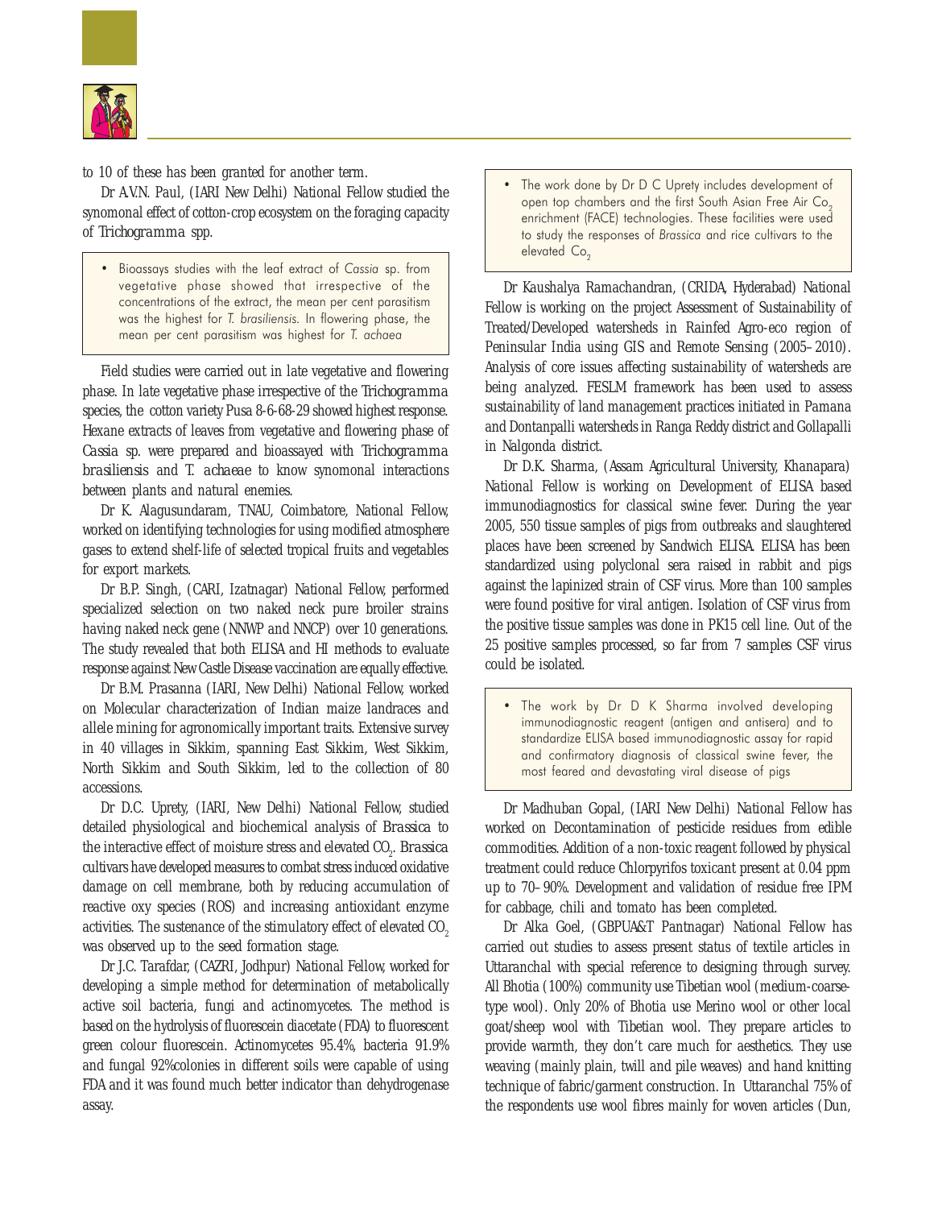to 10 of these has been granted for another term.

Dr A.V.N. Paul, (IARI New Delhi) National Fellow studied the synomonal effect of cotton-crop ecosystem on the foraging capacity of *Trichogramma* spp.

> - Bioassays studies with the leaf extract of *Cassia* sp. from vegetative phase showed that irrespective of the concentrations of the extract, the mean per cent parasitism was the highest for *T. brasiliensis*. In flowering phase, the mean per cent parasitism was highest for *T. achaea*

Field studies were carried out in late vegetative and flowering phase. In late vegetative phase irrespective of the *Trichogramma* species, the cotton variety Pusa 8-6-68-29 showed highest response. Hexane extracts of leaves from vegetative and flowering phase of *Cassia* sp. were prepared and bioassayed with *Trichogramma brasiliensis* and *T. achaeae* to know synomonal interactions between plants and natural enemies.

Dr K. Alagusundaram, TNAU, Coimbatore, National Fellow, worked on identifying technologies for using modified atmosphere gases to extend shelf-life of selected tropical fruits and vegetables for export markets.

Dr B.P. Singh, (CARI, Izatnagar) National Fellow, performed specialized selection on two naked neck pure broiler strains having naked neck gene (NNWP and NNCP) over 10 generations. The study revealed that both ELISA and HI methods to evaluate response against New Castle Disease vaccination are equally effective.

Dr B.M. Prasanna (IARI, New Delhi) National Fellow, worked on Molecular characterization of Indian maize landraces and allele mining for agronomically important traits. Extensive survey in 40 villages in Sikkim, spanning East Sikkim, West Sikkim, North Sikkim and South Sikkim, led to the collection of 80 accessions.

Dr D.C. Uprety, (IARI, New Delhi) National Fellow, studied detailed physiological and biochemical analysis of *Brassica* to the interactive effect of moisture stress and elevated $CO_2$. *Brassica* cultivars have developed measures to combat stress induced oxidative damage on cell membrane, both by reducing accumulation of reactive oxy species (ROS) and increasing antioxidant enzyme activities. The sustenance of the stimulatory effect of elevated $CO_2$ was observed up to the seed formation stage.

Dr J.C. Tarafdar, (CAZRI, Jodhpur) National Fellow, worked for developing a simple method for determination of metabolically active soil bacteria, fungi and actinomycetes. The method is based on the hydrolysis of fluorescein diacetate (FDA) to fluorescent green colour fluorescein. Actinomycetes 95.4%, bacteria 91.9% and fungal 92%colonies in different soils were capable of using FDA and it was found much better indicator than dehydrogenase assay.

> - The work done by Dr D C Uprety includes development of open top chambers and the first South Asian Free Air $Co_2$ enrichment (FACE) technologies. These facilities were used to study the responses of *Brassica* and rice cultivars to the elevated $Co_2$

Dr Kaushalya Ramachandran, (CRIDA, Hyderabad) National Fellow is working on the project Assessment of Sustainability of Treated/Developed watersheds in Rainfed Agro-eco region of Peninsular India using GIS and Remote Sensing (2005–2010). Analysis of core issues affecting sustainability of watersheds are being analyzed. FESLM framework has been used to assess sustainability of land management practices initiated in Pamana and Dontanpalli watersheds in Ranga Reddy district and Gollapalli in Nalgonda district.

Dr D.K. Sharma, (Assam Agricultural University, Khanapara) National Fellow is working on Development of ELISA based immunodiagnostics for classical swine fever. During the year 2005, 550 tissue samples of pigs from outbreaks and slaughtered places have been screened by Sandwich ELISA. ELISA has been standardized using polyclonal sera raised in rabbit and pigs against the lapinized strain of CSF virus. More than 100 samples were found positive for viral antigen. Isolation of CSF virus from the positive tissue samples was done in PK15 cell line. Out of the 25 positive samples processed, so far from 7 samples CSF virus could be isolated.

> - The work by Dr D K Sharma involved developing immunodiagnostic reagent (antigen and antisera) and to standardize ELISA based immunodiagnostic assay for rapid and confirmatory diagnosis of classical swine fever, the most feared and devastating viral disease of pigs

Dr Madhuban Gopal, (IARI New Delhi) National Fellow has worked on Decontamination of pesticide residues from edible commodities. Addition of a non-toxic reagent followed by physical treatment could reduce Chlorpyrifos toxicant present at 0.04 ppm up to 70–90%. Development and validation of residue free IPM for cabbage, chili and tomato has been completed.

Dr Alka Goel, (GBPUA&T Pantnagar) National Fellow has carried out studies to assess present status of textile articles in Uttaranchal with special reference to designing through survey. All Bhotia (100%) community use Tibetian wool (medium-coarse-type wool). Only 20% of Bhotia use Merino wool or other local goat/sheep wool with Tibetian wool. They prepare articles to provide warmth, they don't care much for aesthetics. They use weaving (mainly plain, twill and pile weaves) and hand knitting technique of fabric/garment construction. In Uttaranchal 75% of the respondents use wool fibres mainly for woven articles (Dun,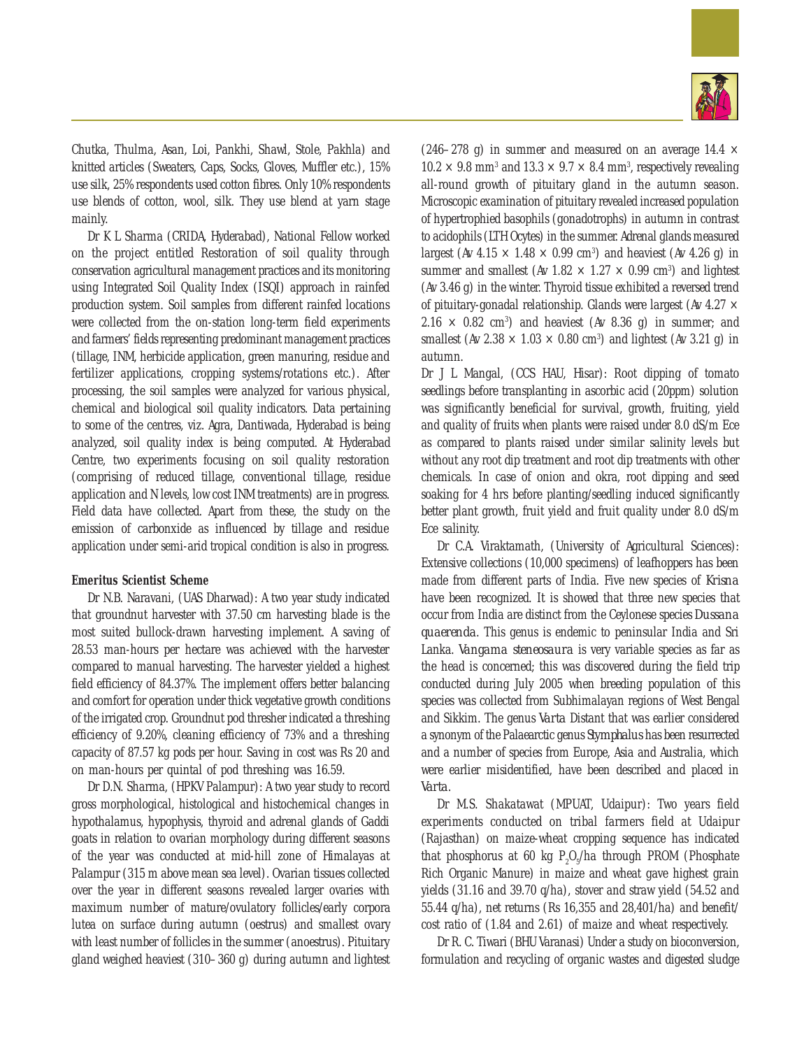Chutka, Thulma, Asan, Loi, Pankhi, Shawl, Stole, Pakhla) and knitted articles (Sweaters, Caps, Socks, Gloves, Muffler etc.), 15% use silk, 25% respondents used cotton fibres. Only 10% respondents use blends of cotton, wool, silk. They use blend at yarn stage mainly.

Dr K L Sharma (CRIDA, Hyderabad), National Fellow worked on the project entitled Restoration of soil quality through conservation agricultural management practices and its monitoring using Integrated Soil Quality Index (ISQI) approach in rainfed production system. Soil samples from different rainfed locations were collected from the on-station long-term field experiments and farmers' fields representing predominant management practices (tillage, INM, herbicide application, green manuring, residue and fertilizer applications, cropping systems/rotations etc.). After processing, the soil samples were analyzed for various physical, chemical and biological soil quality indicators. Data pertaining to some of the centres, viz. Agra, Dantiwada, Hyderabad is being analyzed, soil quality index is being computed. At Hyderabad Centre, two experiments focusing on soil quality restoration (comprising of reduced tillage, conventional tillage, residue application and N levels, low cost INM treatments) are in progress. Field data have collected. Apart from these, the study on the emission of carbonxide as influenced by tillage and residue application under semi-arid tropical condition is also in progress.

**Emeritus Scientist Scheme**

Dr N.B. Naravani, (UAS Dharwad): A two year study indicated that groundnut harvester with 37.50 cm harvesting blade is the most suited bullock-drawn harvesting implement. A saving of 28.53 man-hours per hectare was achieved with the harvester compared to manual harvesting. The harvester yielded a highest field efficiency of 84.37%. The implement offers better balancing and comfort for operation under thick vegetative growth conditions of the irrigated crop. Groundnut pod thresher indicated a threshing efficiency of 9.20%, cleaning efficiency of 73% and a threshing capacity of 87.57 kg pods per hour. Saving in cost was Rs 20 and on man-hours per quintal of pod threshing was 16.59.

Dr D.N. Sharma, (HPKV Palampur): A two year study to record gross morphological, histological and histochemical changes in hypothalamus, hypophysis, thyroid and adrenal glands of Gaddi goats in relation to ovarian morphology during different seasons of the year was conducted at mid-hill zone of Himalayas at Palampur (315 m above mean sea level). Ovarian tissues collected over the year in different seasons revealed larger ovaries with maximum number of mature/ovulatory follicles/early corpora lutea on surface during autumn (oestrus) and smallest ovary with least number of follicles in the summer (anoestrus). Pituitary gland weighed heaviest (310–360 g) during autumn and lightest (246–278 g) in summer and measured on an average 14.4 × 10.2 × 9.8 $mm^3$ and 13.3 × 9.7 × 8.4 $mm^3$, respectively revealing all-round growth of pituitary gland in the autumn season. Microscopic examination of pituitary revealed increased population of hypertrophied basophils (gonadotrophs) in autumn in contrast to acidophils (LTH Ocytes) in the summer. Adrenal glands measured largest (Av 4.15 × 1.48 × 0.99 $cm^3$) and heaviest (Av 4.26 g) in summer and smallest (Av 1.82 × 1.27 × 0.99 $cm^3$) and lightest (Av 3.46 g) in the winter. Thyroid tissue exhibited a reversed trend of pituitary-gonadal relationship. Glands were largest (Av 4.27 × 2.16 × 0.82 $cm^3$) and heaviest (Av 8.36 g) in summer; and smallest (Av 2.38 × 1.03 × 0.80 $cm^3$) and lightest (Av 3.21 g) in autumn.

Dr J L Mangal, (CCS HAU, Hisar): Root dipping of tomato seedlings before transplanting in ascorbic acid (20ppm) solution was significantly beneficial for survival, growth, fruiting, yield and quality of fruits when plants were raised under 8.0 dS/m Ece as compared to plants raised under similar salinity levels but without any root dip treatment and root dip treatments with other chemicals. In case of onion and okra, root dipping and seed soaking for 4 hrs before planting/seedling induced significantly better plant growth, fruit yield and fruit quality under 8.0 dS/m Ece salinity.

Dr C.A. Viraktamath, (University of Agricultural Sciences): Extensive collections (10,000 specimens) of leafhoppers has been made from different parts of India. Five new species of *Krisna* have been recognized. It is showed that three new species that occur from India are distinct from the Ceylonese species *Dussana quaerenda*. This genus is endemic to peninsular India and Sri Lanka. *Vangama steneosaura* is very variable species as far as the head is concerned; this was discovered during the field trip conducted during July 2005 when breeding population of this species was collected from Subhimalayan regions of West Bengal and Sikkim. The genus *Varta* Distant that was earlier considered a synonym of the Palaearctic genus *Stymphalus* has been resurrected and a number of species from Europe, Asia and Australia, which were earlier misidentified, have been described and placed in *Varta*.

Dr M.S. Shakatawat (MPUAT, Udaipur): Two years field experiments conducted on tribal farmers field at Udaipur (Rajasthan) on maize-wheat cropping sequence has indicated that phosphorus at 60 kg $P_2O_5$/ha through PROM (Phosphate Rich Organic Manure) in maize and wheat gave highest grain yields (31.16 and 39.70 q/ha), stover and straw yield (54.52 and 55.44 q/ha), net returns (Rs 16,355 and 28,401/ha) and benefit/cost ratio of (1.84 and 2.61) of maize and wheat respectively.

Dr R. C. Tiwari (BHU Varanasi) Under a study on bioconversion, formulation and recycling of organic wastes and digested sludge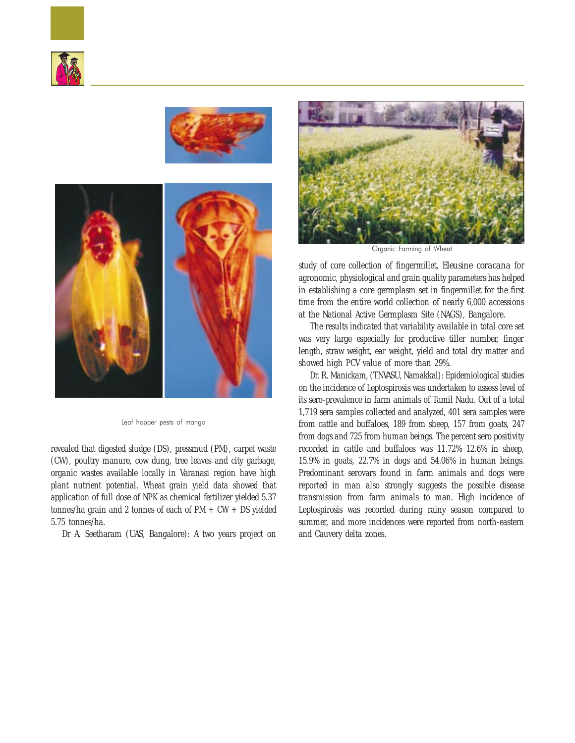Leaf hopper pests of mango

revealed that digested sludge (DS), pressmud (PM), carpet waste (CW), poultry manure, cow dung, tree leaves and city garbage, organic wastes available locally in Varanasi region have high plant nutrient potential. Wheat grain yield data showed that application of full dose of NPK as chemical fertilizer yielded 5.37 tonnes/ha grain and 2 tonnes of each of PM + CW + DS yielded 5.75 tonnes/ha.

Dr A. Seetharam (UAS, Bangalore): A two years project on study of core collection of fingermillet, *Eleusine coracana* for agronomic, physiological and grain quality parameters has helped in establishing a core germplasm set in fingermillet for the first time from the entire world collection of nearly 6,000 accessions at the National Active Germplasm Site (NAGS), Bangalore.

Organic Farming of Wheat

The results indicated that variability available in total core set was very large especially for productive tiller number, finger length, straw weight, ear weight, yield and total dry matter and showed high PCV value of more than 29%.

Dr. R. Manickam, (TNVASU, Namakkal): Epidemiological studies on the incidence of Leptospirosis was undertaken to assess level of its sero-prevalence in farm animals of Tamil Nadu. Out of a total 1,719 sera samples collected and analyzed, 401 sera samples were from cattle and buffaloes, 189 from sheep, 157 from goats, 247 from dogs and 725 from human beings. The percent sero positivity recorded in cattle and buffaloes was 11.72% 12.6% in sheep, 15.9% in goats, 22.7% in dogs and 54.06% in human beings. Predominant serovars found in farm animals and dogs were reported in man also strongly suggests the possible disease transmission from farm animals to man. High incidence of Leptospirosis was recorded during rainy season compared to summer, and more incidences were reported from north-eastern and Cauvery delta zones.